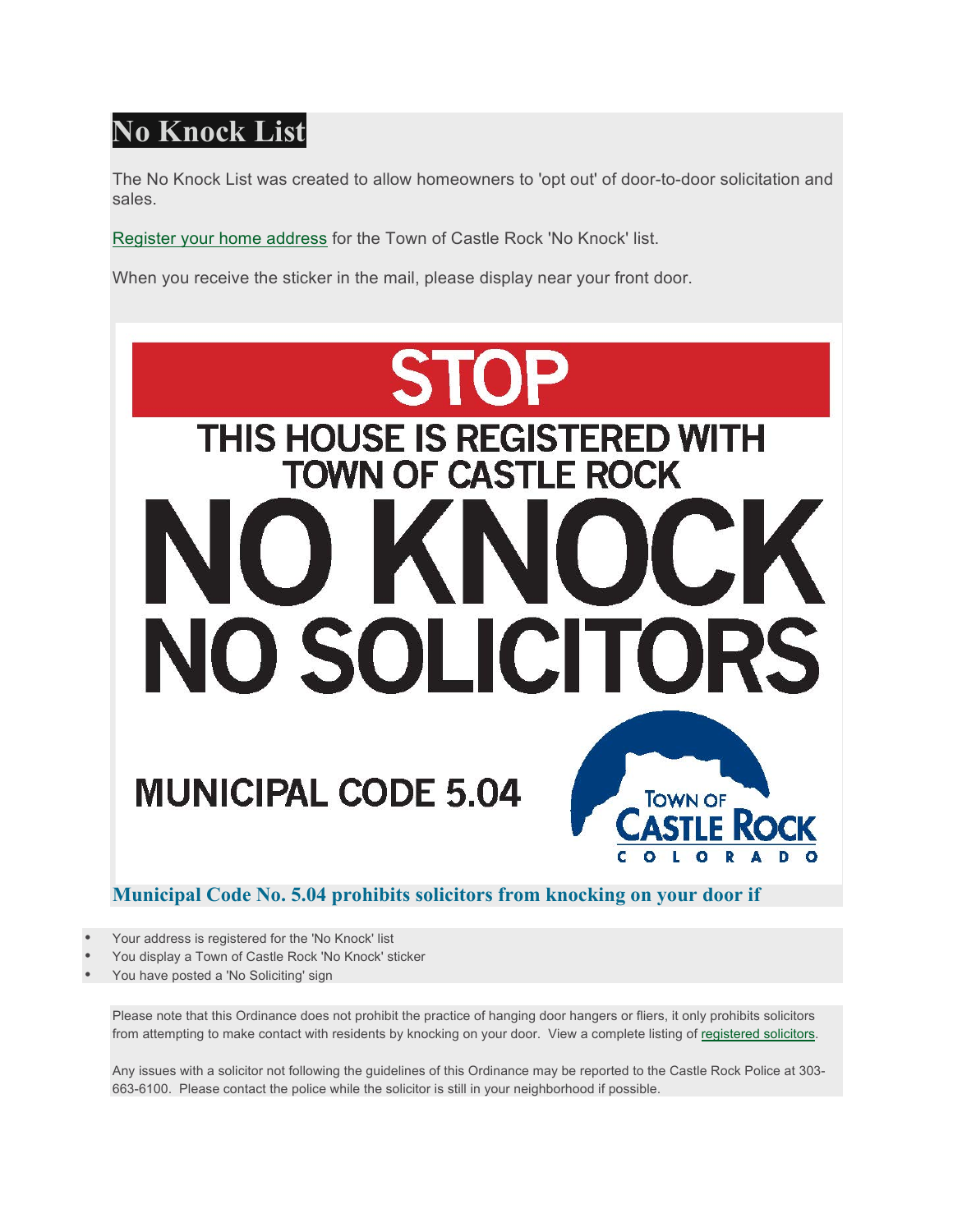# No Knock List

The No Knock List was created to allow homeowners to 'opt out' of door-to-door solicitation and sales.

Register your home address for the Town of Castle Rock 'No Knock' list.

When you receive the sticker in the mail, please display near your front door.

STOP

THIS HOUSE IS REGISTERED WITH TOWN OF CASTLE ROCK

NO KNOCK

NO SOLICITORS

MUNICIPAL CODE 5.04

TOWN OF CASTLE ROCK COLORADO

### Municipal Code No. 5.04 prohibits solicitors from knocking on your door if

- Your address is registered for the 'No Knock' list
- You display a Town of Castle Rock 'No Knock' sticker
- You have posted a 'No Soliciting' sign

Please note that this Ordinance does not prohibit the practice of hanging door hangers or fliers, it only prohibits solicitors from attempting to make contact with residents by knocking on your door. View a complete listing of registered solicitors.

Any issues with a solicitor not following the guidelines of this Ordinance may be reported to the Castle Rock Police at 303-663-6100. Please contact the police while the solicitor is still in your neighborhood if possible.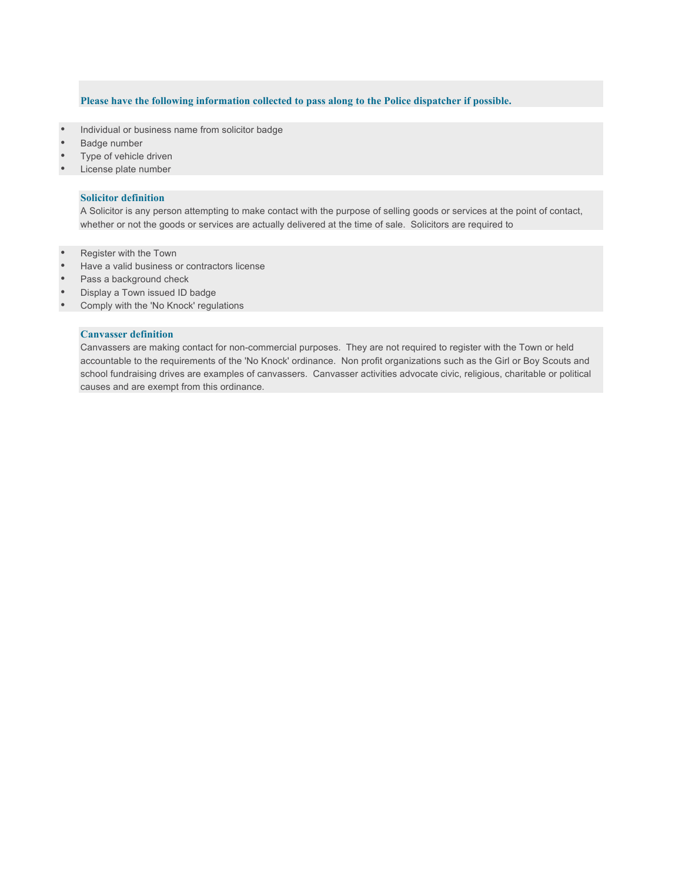**Please have the following information collected to pass along to the Police dispatcher if possible.**

- Individual or business name from solicitor badge
- Badge number
- Type of vehicle driven
- License plate number

### Solicitor definition

A Solicitor is any person attempting to make contact with the purpose of selling goods or services at the point of contact, whether or not the goods or services are actually delivered at the time of sale. Solicitors are required to

- Register with the Town
- Have a valid business or contractors license
- Pass a background check
- Display a Town issued ID badge
- Comply with the 'No Knock' regulations

### Canvasser definition

Canvassers are making contact for non-commercial purposes. They are not required to register with the Town or held accountable to the requirements of the 'No Knock' ordinance. Non profit organizations such as the Girl or Boy Scouts and school fundraising drives are examples of canvassers. Canvasser activities advocate civic, religious, charitable or political causes and are exempt from this ordinance.